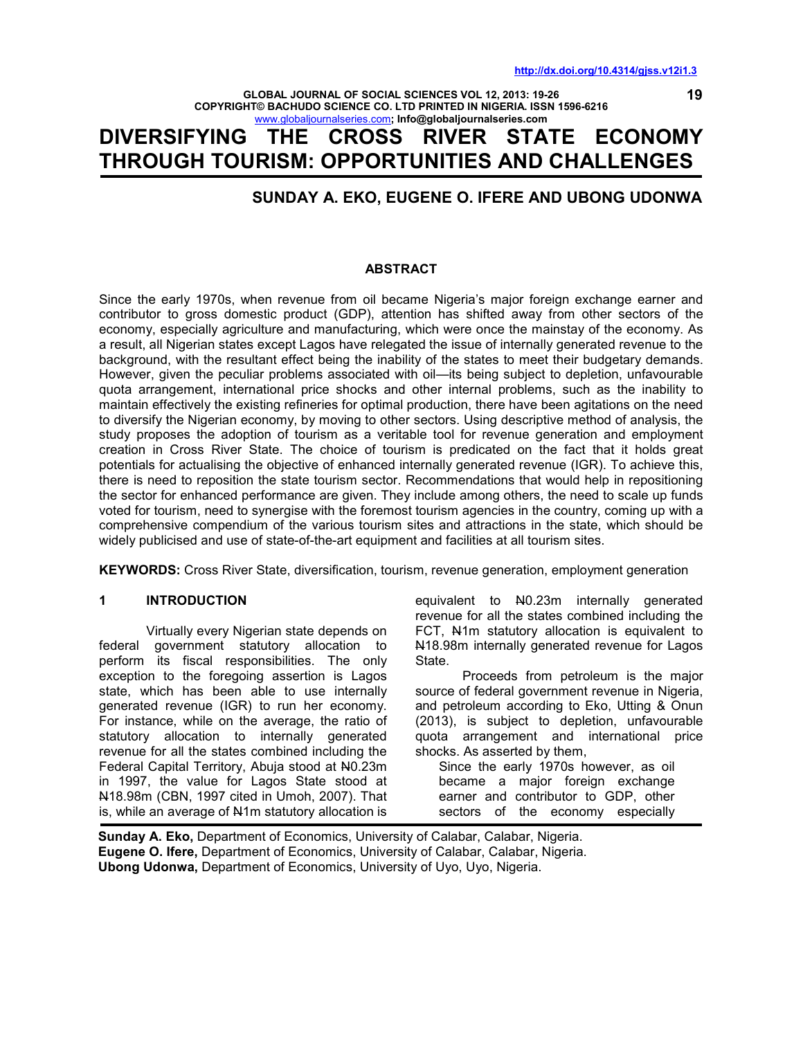# DIVERSIFYING THE CROSS RIVER STATE ECONOMY THROUGH TOURISM: OPPORTUNITIES AND CHALLENGES

**SUNDAY A. EKO, EUGENE O. IFERE AND UBONG UDONWA**

## ABSTRACT

Since the early 1970s, when revenue from oil became Nigeria's major foreign exchange earner and contributor to gross domestic product (GDP), attention has shifted away from other sectors of the economy, especially agriculture and manufacturing, which were once the mainstay of the economy. As a result, all Nigerian states except Lagos have relegated the issue of internally generated revenue to the background, with the resultant effect being the inability of the states to meet their budgetary demands. However, given the peculiar problems associated with oil—its being subject to depletion, unfavourable quota arrangement, international price shocks and other internal problems, such as the inability to maintain effectively the existing refineries for optimal production, there have been agitations on the need to diversify the Nigerian economy, by moving to other sectors. Using descriptive method of analysis, the study proposes the adoption of tourism as a veritable tool for revenue generation and employment creation in Cross River State. The choice of tourism is predicated on the fact that it holds great potentials for actualising the objective of enhanced internally generated revenue (IGR). To achieve this, there is need to reposition the state tourism sector. Recommendations that would help in repositioning the sector for enhanced performance are given. They include among others, the need to scale up funds voted for tourism, need to synergise with the foremost tourism agencies in the country, coming up with a comprehensive compendium of the various tourism sites and attractions in the state, which should be widely publicised and use of state-of-the-art equipment and facilities at all tourism sites.

**KEYWORDS:** Cross River State, diversification, tourism, revenue generation, employment generation

## 1 INTRODUCTION

Virtually every Nigerian state depends on federal government statutory allocation to perform its fiscal responsibilities. The only exception to the foregoing assertion is Lagos state, which has been able to use internally generated revenue (IGR) to run her economy. For instance, while on the average, the ratio of statutory allocation to internally generated revenue for all the states combined including the Federal Capital Territory, Abuja stood at ₦0.23m in 1997, the value for Lagos State stood at ₦18.98m (CBN, 1997 cited in Umoh, 2007). That is, while an average of ₦1m statutory allocation is equivalent to ₦0.23m internally generated revenue for all the states combined including the FCT, ₦1m statutory allocation is equivalent to ₦18.98m internally generated revenue for Lagos State.

Proceeds from petroleum is the major source of federal government revenue in Nigeria, and petroleum according to Eko, Utting & Onun (2013), is subject to depletion, unfavourable quota arrangement and international price shocks. As asserted by them,

> Since the early 1970s however, as oil became a major foreign exchange earner and contributor to GDP, other sectors of the economy especially

**Sunday A. Eko,** Department of Economics, University of Calabar, Calabar, Nigeria.
**Eugene O. Ifere,** Department of Economics, University of Calabar, Calabar, Nigeria.
**Ubong Udonwa,** Department of Economics, University of Uyo, Uyo, Nigeria.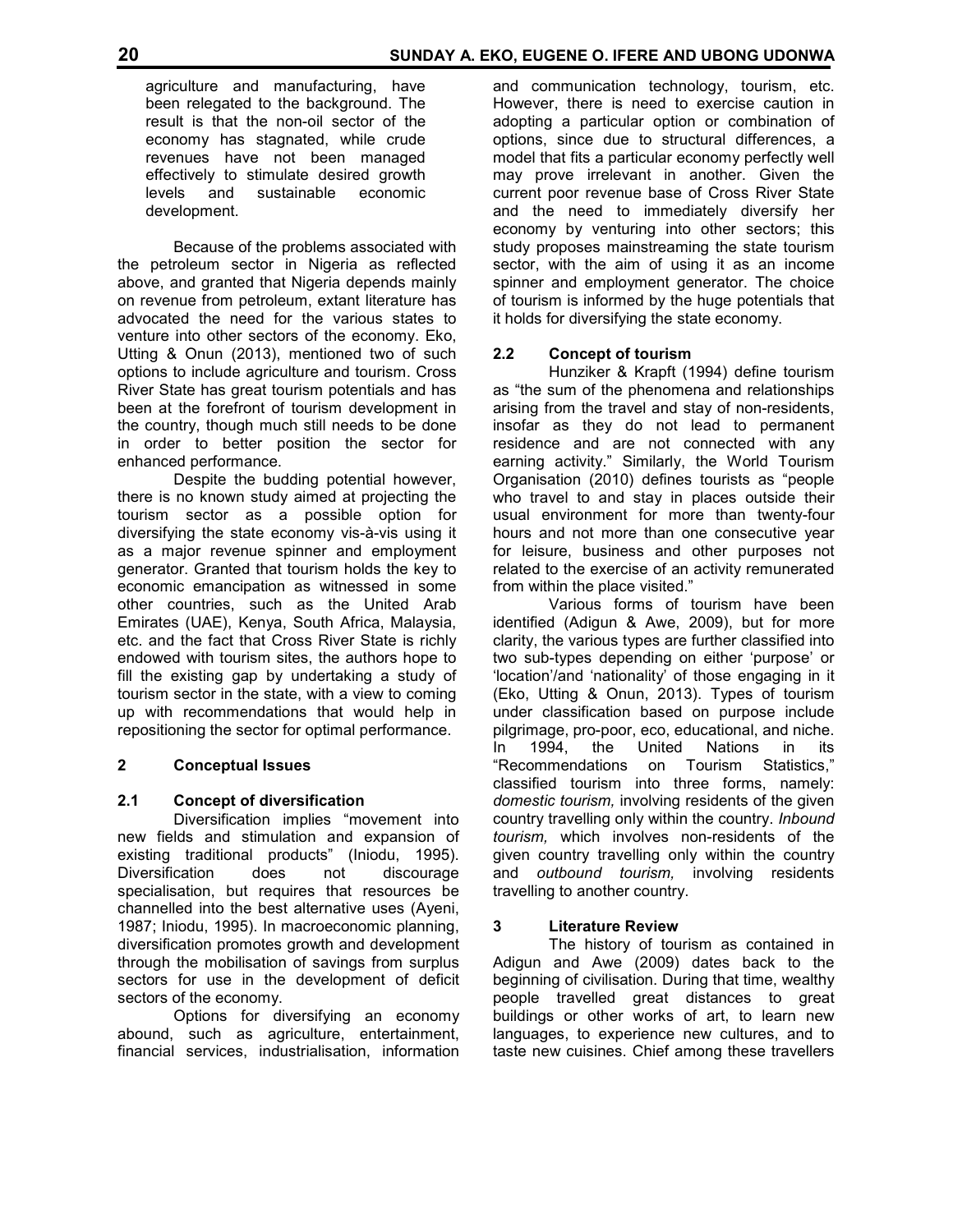agriculture and manufacturing, have been relegated to the background. The result is that the non-oil sector of the economy has stagnated, while crude revenues have not been managed effectively to stimulate desired growth levels and sustainable economic development.

Because of the problems associated with the petroleum sector in Nigeria as reflected above, and granted that Nigeria depends mainly on revenue from petroleum, extant literature has advocated the need for the various states to venture into other sectors of the economy. Eko, Utting & Onun (2013), mentioned two of such options to include agriculture and tourism. Cross River State has great tourism potentials and has been at the forefront of tourism development in the country, though much still needs to be done in order to better position the sector for enhanced performance.

Despite the budding potential however, there is no known study aimed at projecting the tourism sector as a possible option for diversifying the state economy vis-à-vis using it as a major revenue spinner and employment generator. Granted that tourism holds the key to economic emancipation as witnessed in some other countries, such as the United Arab Emirates (UAE), Kenya, South Africa, Malaysia, etc. and the fact that Cross River State is richly endowed with tourism sites, the authors hope to fill the existing gap by undertaking a study of tourism sector in the state, with a view to coming up with recommendations that would help in repositioning the sector for optimal performance.

## 2 Conceptual Issues

### 2.1 Concept of diversification

Diversification implies "movement into new fields and stimulation and expansion of existing traditional products" (Iniodu, 1995). Diversification does not discourage specialisation, but requires that resources be channelled into the best alternative uses (Ayeni, 1987; Iniodu, 1995). In macroeconomic planning, diversification promotes growth and development through the mobilisation of savings from surplus sectors for use in the development of deficit sectors of the economy.

Options for diversifying an economy abound, such as agriculture, entertainment, financial services, industrialisation, information and communication technology, tourism, etc. However, there is need to exercise caution in adopting a particular option or combination of options, since due to structural differences, a model that fits a particular economy perfectly well may prove irrelevant in another. Given the current poor revenue base of Cross River State and the need to immediately diversify her economy by venturing into other sectors; this study proposes mainstreaming the state tourism sector, with the aim of using it as an income spinner and employment generator. The choice of tourism is informed by the huge potentials that it holds for diversifying the state economy.

### 2.2 Concept of tourism

Hunziker & Krapft (1994) define tourism as "the sum of the phenomena and relationships arising from the travel and stay of non-residents, insofar as they do not lead to permanent residence and are not connected with any earning activity." Similarly, the World Tourism Organisation (2010) defines tourists as "people who travel to and stay in places outside their usual environment for more than twenty-four hours and not more than one consecutive year for leisure, business and other purposes not related to the exercise of an activity remunerated from within the place visited."

Various forms of tourism have been identified (Adigun & Awe, 2009), but for more clarity, the various types are further classified into two sub-types depending on either 'purpose' or 'location'/and 'nationality' of those engaging in it (Eko, Utting & Onun, 2013). Types of tourism under classification based on purpose include pilgrimage, pro-poor, eco, educational, and niche. In 1994, the United Nations in its "Recommendations on Tourism Statistics," classified tourism into three forms, namely: *domestic tourism,* involving residents of the given country travelling only within the country. *Inbound tourism,* which involves non-residents of the given country travelling only within the country and *outbound tourism,* involving residents travelling to another country.

## 3 Literature Review

The history of tourism as contained in Adigun and Awe (2009) dates back to the beginning of civilisation. During that time, wealthy people travelled great distances to great buildings or other works of art, to learn new languages, to experience new cultures, and to taste new cuisines. Chief among these travellers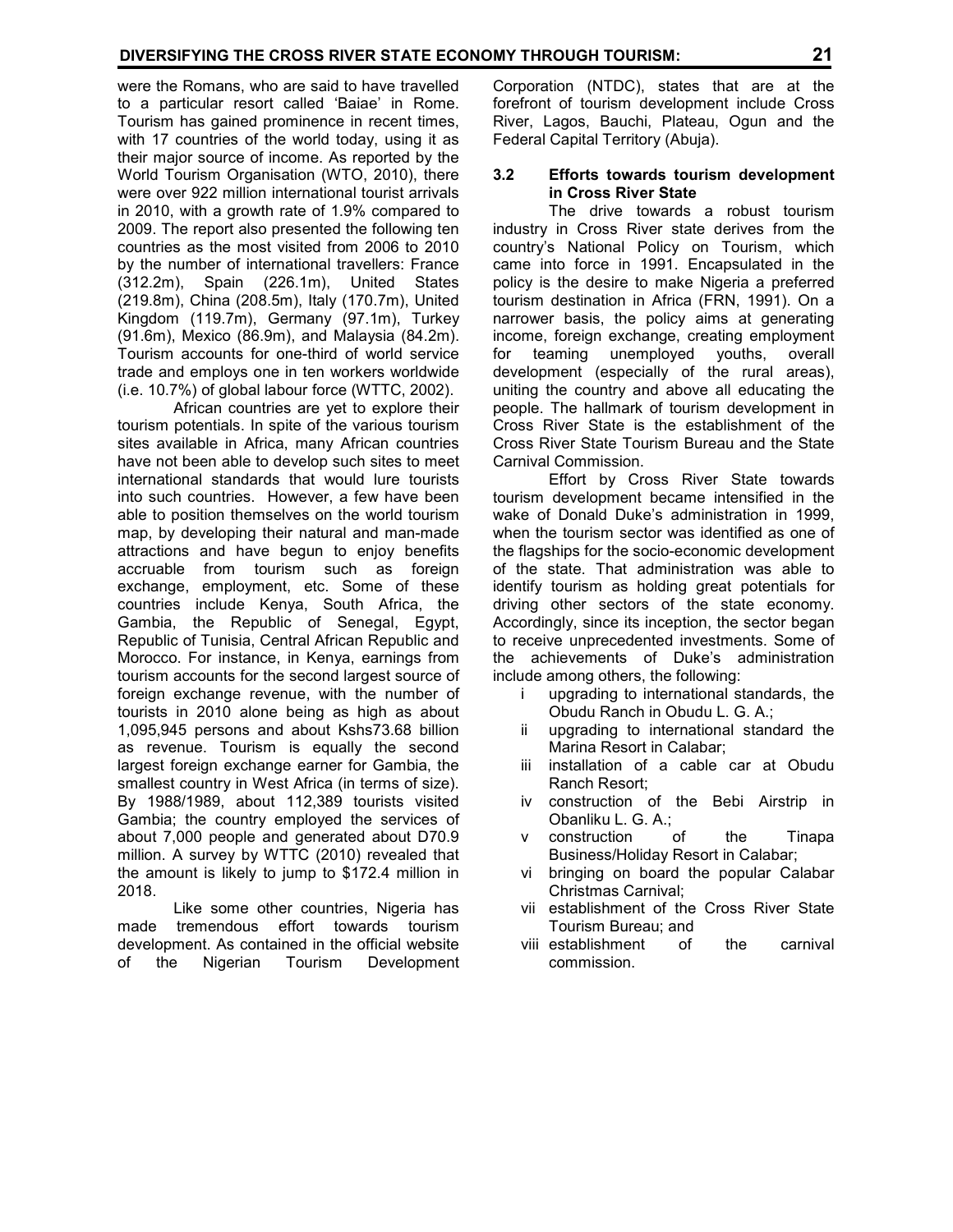were the Romans, who are said to have travelled to a particular resort called 'Baiae' in Rome. Tourism has gained prominence in recent times, with 17 countries of the world today, using it as their major source of income. As reported by the World Tourism Organisation (WTO, 2010), there were over 922 million international tourist arrivals in 2010, with a growth rate of 1.9% compared to 2009. The report also presented the following ten countries as the most visited from 2006 to 2010 by the number of international travellers: France (312.2m), Spain (226.1m), United States (219.8m), China (208.5m), Italy (170.7m), United Kingdom (119.7m), Germany (97.1m), Turkey (91.6m), Mexico (86.9m), and Malaysia (84.2m). Tourism accounts for one-third of world service trade and employs one in ten workers worldwide (i.e. 10.7%) of global labour force (WTTC, 2002).

African countries are yet to explore their tourism potentials. In spite of the various tourism sites available in Africa, many African countries have not been able to develop such sites to meet international standards that would lure tourists into such countries. However, a few have been able to position themselves on the world tourism map, by developing their natural and man-made attractions and have begun to enjoy benefits accruable from tourism such as foreign exchange, employment, etc. Some of these countries include Kenya, South Africa, the Gambia, the Republic of Senegal, Egypt, Republic of Tunisia, Central African Republic and Morocco. For instance, in Kenya, earnings from tourism accounts for the second largest source of foreign exchange revenue, with the number of tourists in 2010 alone being as high as about 1,095,945 persons and about Kshs73.68 billion as revenue. Tourism is equally the second largest foreign exchange earner for Gambia, the smallest country in West Africa (in terms of size). By 1988/1989, about 112,389 tourists visited Gambia; the country employed the services of about 7,000 people and generated about D70.9 million. A survey by WTTC (2010) revealed that the amount is likely to jump to $172.4 million in 2018.

Like some other countries, Nigeria has made tremendous effort towards tourism development. As contained in the official website of the Nigerian Tourism Development Corporation (NTDC), states that are at the forefront of tourism development include Cross River, Lagos, Bauchi, Plateau, Ogun and the Federal Capital Territory (Abuja).

### 3.2 Efforts towards tourism development in Cross River State

The drive towards a robust tourism industry in Cross River state derives from the country's National Policy on Tourism, which came into force in 1991. Encapsulated in the policy is the desire to make Nigeria a preferred tourism destination in Africa (FRN, 1991). On a narrower basis, the policy aims at generating income, foreign exchange, creating employment for teaming unemployed youths, overall development (especially of the rural areas), uniting the country and above all educating the people. The hallmark of tourism development in Cross River State is the establishment of the Cross River State Tourism Bureau and the State Carnival Commission.

Effort by Cross River State towards tourism development became intensified in the wake of Donald Duke's administration in 1999, when the tourism sector was identified as one of the flagships for the socio-economic development of the state. That administration was able to identify tourism as holding great potentials for driving other sectors of the state economy. Accordingly, since its inception, the sector began to receive unprecedented investments. Some of the achievements of Duke's administration include among others, the following:

- i upgrading to international standards, the Obudu Ranch in Obudu L. G. A.;
- ii upgrading to international standard the Marina Resort in Calabar;
- iii installation of a cable car at Obudu Ranch Resort;
- iv construction of the Bebi Airstrip in Obanliku L. G. A.;
- v construction of the Tinapa Business/Holiday Resort in Calabar;
- vi bringing on board the popular Calabar Christmas Carnival;
- vii establishment of the Cross River State Tourism Bureau; and
- viii establishment of the carnival commission.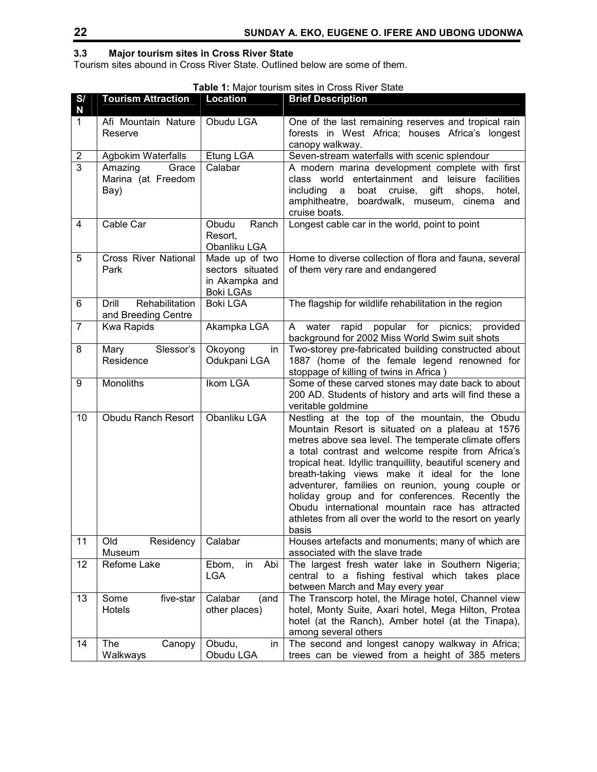### 3.3 Major tourism sites in Cross River State

Tourism sites abound in Cross River State. Outlined below are some of them.

**Table 1:** Major tourism sites in Cross River State

| S/N | Tourism Attraction | Location | Brief Description |
|---|---|---|---|
| 1 | Afi Mountain Nature Reserve | Obudu LGA | One of the last remaining reserves and tropical rain forests in West Africa; houses Africa's longest canopy walkway. |
| 2 | Agbokim Waterfalls | Etung LGA | Seven-stream waterfalls with scenic splendour |
| 3 | Amazing Grace Marina (at Freedom Bay) | Calabar | A modern marina development complete with first class world entertainment and leisure facilities including a boat cruise, gift shops, hotel, amphitheatre, boardwalk, museum, cinema and cruise boats. |
| 4 | Cable Car | Obudu Ranch Resort, Obanliku LGA | Longest cable car in the world, point to point |
| 5 | Cross River National Park | Made up of two sectors situated in Akampka and Boki LGAs | Home to diverse collection of flora and fauna, several of them very rare and endangered |
| 6 | Drill Rehabilitation and Breeding Centre | Boki LGA | The flagship for wildlife rehabilitation in the region |
| 7 | Kwa Rapids | Akampka LGA | A water rapid popular for picnics; provided background for 2002 Miss World Swim suit shots |
| 8 | Mary Slessor's Residence | Okoyong in Odukpani LGA | Two-storey pre-fabricated building constructed about 1887 (home of the female legend renowned for stoppage of killing of twins in Africa ) |
| 9 | Monoliths | Ikom LGA | Some of these carved stones may date back to about 200 AD. Students of history and arts will find these a veritable goldmine |
| 10 | Obudu Ranch Resort | Obanliku LGA | Nestling at the top of the mountain, the Obudu Mountain Resort is situated on a plateau at 1576 metres above sea level. The temperate climate offers a total contrast and welcome respite from Africa's tropical heat. Idyllic tranquillity, beautiful scenery and breath-taking views make it ideal for the lone adventurer, families on reunion, young couple or holiday group and for conferences. Recently the Obudu international mountain race has attracted athletes from all over the world to the resort on yearly basis |
| 11 | Old Residency Museum | Calabar | Houses artefacts and monuments; many of which are associated with the slave trade |
| 12 | Refome Lake | Ebom, in Abi LGA | The largest fresh water lake in Southern Nigeria; central to a fishing festival which takes place between March and May every year |
| 13 | Some five-star Hotels | Calabar (and other places) | The Transcorp hotel, the Mirage hotel, Channel view hotel, Monty Suite, Axari hotel, Mega Hilton, Protea hotel (at the Ranch), Amber hotel (at the Tinapa), among several others |
| 14 | The Canopy Walkways | Obudu, in Obudu LGA | The second and longest canopy walkway in Africa; trees can be viewed from a height of 385 meters |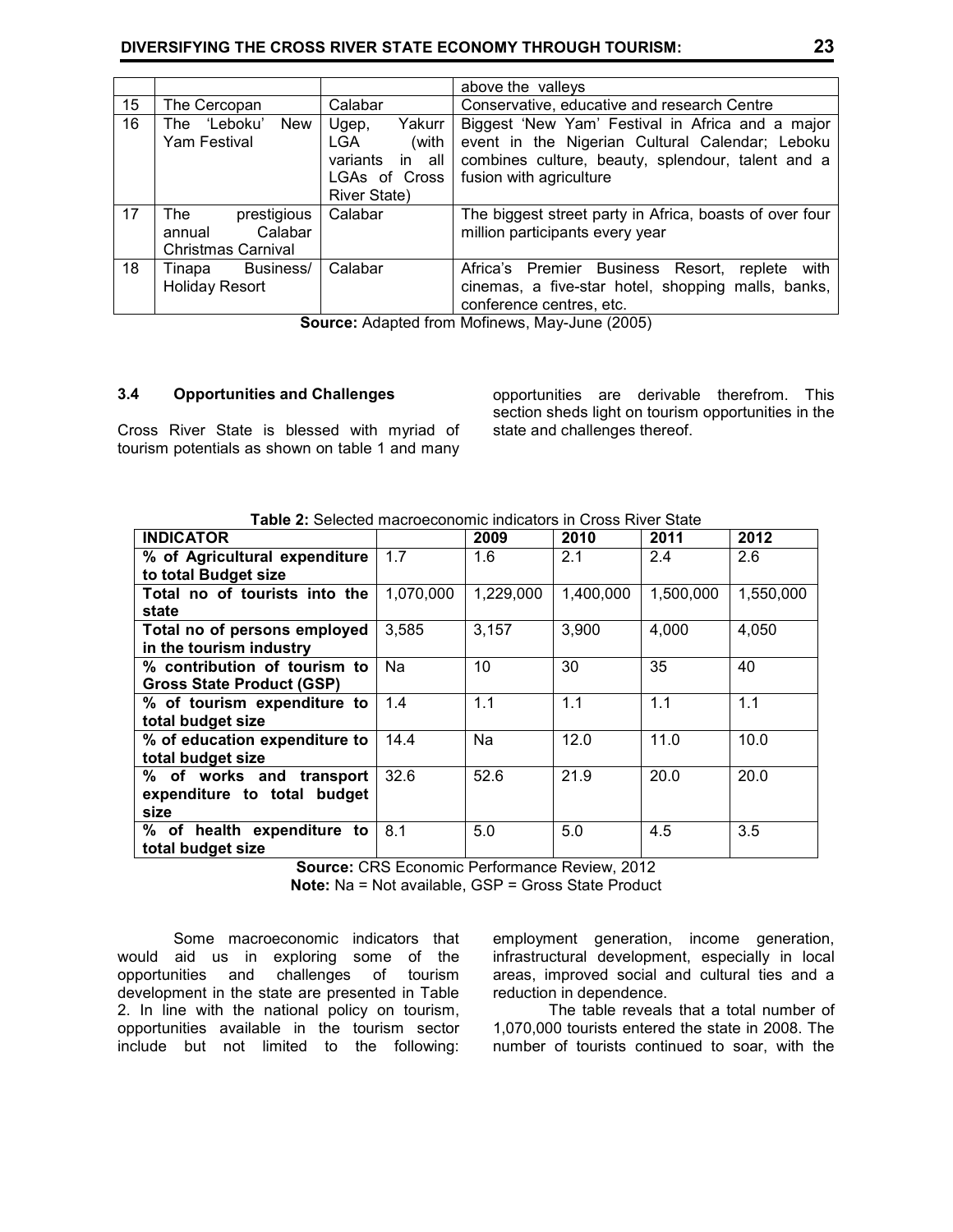|  |  |  | above the valleys |
|---|---|---|---|
| 15 | The Cercopan | Calabar | Conservative, educative and research Centre |
| 16 | The 'Leboku' New Yam Festival | Ugep, Yakurr LGA (with variants in all LGAs of Cross River State) | Biggest 'New Yam' Festival in Africa and a major event in the Nigerian Cultural Calendar; Leboku combines culture, beauty, splendour, talent and a fusion with agriculture |
| 17 | The prestigious annual Calabar Christmas Carnival | Calabar | The biggest street party in Africa, boasts of over four million participants every year |
| 18 | Tinapa Business/ Holiday Resort | Calabar | Africa's Premier Business Resort, replete with cinemas, a five-star hotel, shopping malls, banks, conference centres, etc. |

**Source:** Adapted from Mofinews, May-June (2005)

### 3.4 Opportunities and Challenges

Cross River State is blessed with myriad of tourism potentials as shown on table 1 and many opportunities are derivable therefrom. This section sheds light on tourism opportunities in the state and challenges thereof.

**Table 2:** Selected macroeconomic indicators in Cross River State

| INDICATOR |  | 2009 | 2010 | 2011 | 2012 |
|---|---|---|---|---|---|
| **% of Agricultural expenditure to total Budget size** | 1.7 | 1.6 | 2.1 | 2.4 | 2.6 |
| **Total no of tourists into the state** | 1,070,000 | 1,229,000 | 1,400,000 | 1,500,000 | 1,550,000 |
| **Total no of persons employed in the tourism industry** | 3,585 | 3,157 | 3,900 | 4,000 | 4,050 |
| **% contribution of tourism to Gross State Product (GSP)** | Na | 10 | 30 | 35 | 40 |
| **% of tourism expenditure to total budget size** | 1.4 | 1.1 | 1.1 | 1.1 | 1.1 |
| **% of education expenditure to total budget size** | 14.4 | Na | 12.0 | 11.0 | 10.0 |
| **% of works and transport expenditure to total budget size** | 32.6 | 52.6 | 21.9 | 20.0 | 20.0 |
| **% of health expenditure to total budget size** | 8.1 | 5.0 | 5.0 | 4.5 | 3.5 |

**Source:** CRS Economic Performance Review, 2012

**Note:** Na = Not available, GSP = Gross State Product

Some macroeconomic indicators that would aid us in exploring some of the opportunities and challenges of tourism development in the state are presented in Table 2. In line with the national policy on tourism, opportunities available in the tourism sector include but not limited to the following: employment generation, income generation, infrastructural development, especially in local areas, improved social and cultural ties and a reduction in dependence.

The table reveals that a total number of 1,070,000 tourists entered the state in 2008. The number of tourists continued to soar, with the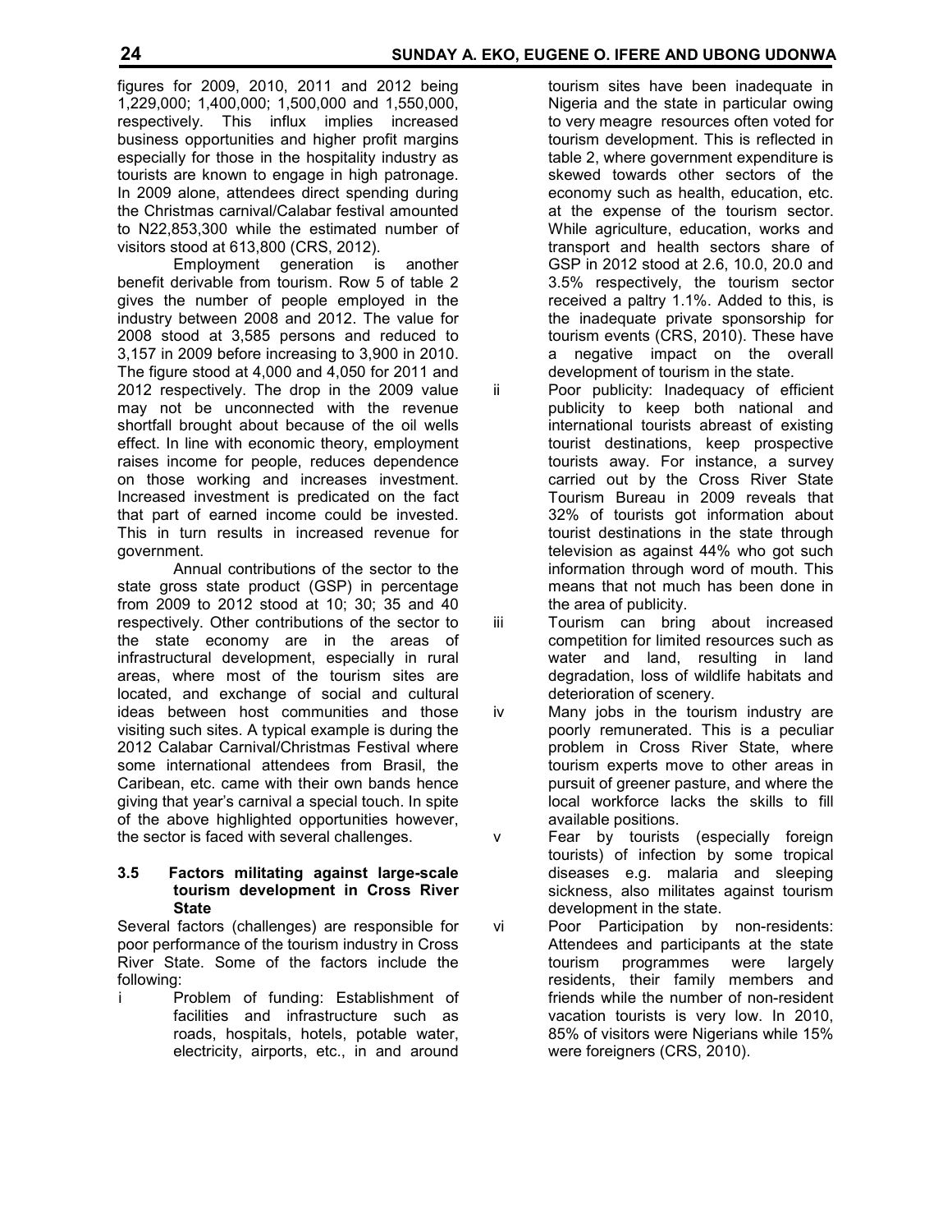figures for 2009, 2010, 2011 and 2012 being 1,229,000; 1,400,000; 1,500,000 and 1,550,000, respectively. This influx implies increased business opportunities and higher profit margins especially for those in the hospitality industry as tourists are known to engage in high patronage. In 2009 alone, attendees direct spending during the Christmas carnival/Calabar festival amounted to N22,853,300 while the estimated number of visitors stood at 613,800 (CRS, 2012).

Employment generation is another benefit derivable from tourism. Row 5 of table 2 gives the number of people employed in the industry between 2008 and 2012. The value for 2008 stood at 3,585 persons and reduced to 3,157 in 2009 before increasing to 3,900 in 2010. The figure stood at 4,000 and 4,050 for 2011 and 2012 respectively. The drop in the 2009 value may not be unconnected with the revenue shortfall brought about because of the oil wells effect. In line with economic theory, employment raises income for people, reduces dependence on those working and increases investment. Increased investment is predicated on the fact that part of earned income could be invested. This in turn results in increased revenue for government.

Annual contributions of the sector to the state gross state product (GSP) in percentage from 2009 to 2012 stood at 10; 30; 35 and 40 respectively. Other contributions of the sector to the state economy are in the areas of infrastructural development, especially in rural areas, where most of the tourism sites are located, and exchange of social and cultural ideas between host communities and those visiting such sites. A typical example is during the 2012 Calabar Carnival/Christmas Festival where some international attendees from Brasil, the Caribean, etc. came with their own bands hence giving that year's carnival a special touch. In spite of the above highlighted opportunities however, the sector is faced with several challenges.

### 3.5 Factors militating against large-scale tourism development in Cross River State

Several factors (challenges) are responsible for poor performance of the tourism industry in Cross River State. Some of the factors include the following:

i. Problem of funding: Establishment of facilities and infrastructure such as roads, hospitals, hotels, potable water, electricity, airports, etc., in and around tourism sites have been inadequate in Nigeria and the state in particular owing to very meagre resources often voted for tourism development. This is reflected in table 2, where government expenditure is skewed towards other sectors of the economy such as health, education, etc. at the expense of the tourism sector. While agriculture, education, works and transport and health sectors share of GSP in 2012 stood at 2.6, 10.0, 20.0 and 3.5% respectively, the tourism sector received a paltry 1.1%. Added to this, is the inadequate private sponsorship for tourism events (CRS, 2010). These have a negative impact on the overall development of tourism in the state.

ii. Poor publicity: Inadequacy of efficient publicity to keep both national and international tourists abreast of existing tourist destinations, keep prospective tourists away. For instance, a survey carried out by the Cross River State Tourism Bureau in 2009 reveals that 32% of tourists got information about tourist destinations in the state through television as against 44% who got such information through word of mouth. This means that not much has been done in the area of publicity.

iii. Tourism can bring about increased competition for limited resources such as water and land, resulting in land degradation, loss of wildlife habitats and deterioration of scenery.

iv. Many jobs in the tourism industry are poorly remunerated. This is a peculiar problem in Cross River State, where tourism experts move to other areas in pursuit of greener pasture, and where the local workforce lacks the skills to fill available positions.

v. Fear by tourists (especially foreign tourists) of infection by some tropical diseases e.g. malaria and sleeping sickness, also militates against tourism development in the state.

vi. Poor Participation by non-residents: Attendees and participants at the state tourism programmes were largely residents, their family members and friends while the number of non-resident vacation tourists is very low. In 2010, 85% of visitors were Nigerians while 15% were foreigners (CRS, 2010).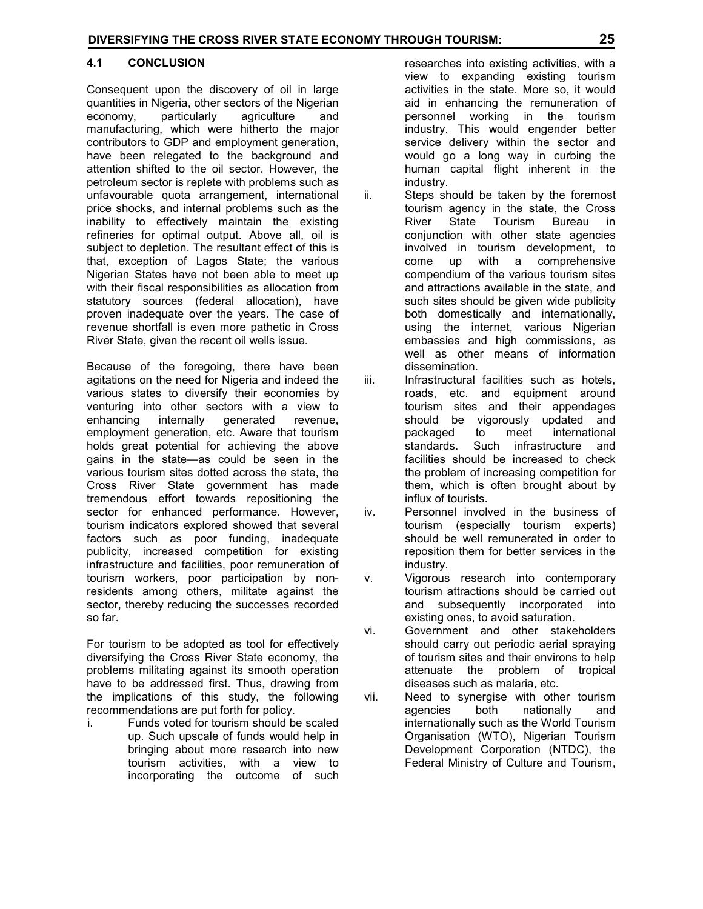### 4.1 CONCLUSION

Consequent upon the discovery of oil in large quantities in Nigeria, other sectors of the Nigerian economy, particularly agriculture and manufacturing, which were hitherto the major contributors to GDP and employment generation, have been relegated to the background and attention shifted to the oil sector. However, the petroleum sector is replete with problems such as unfavourable quota arrangement, international price shocks, and internal problems such as the inability to effectively maintain the existing refineries for optimal output. Above all, oil is subject to depletion. The resultant effect of this is that, exception of Lagos State; the various Nigerian States have not been able to meet up with their fiscal responsibilities as allocation from statutory sources (federal allocation), have proven inadequate over the years. The case of revenue shortfall is even more pathetic in Cross River State, given the recent oil wells issue.

Because of the foregoing, there have been agitations on the need for Nigeria and indeed the various states to diversify their economies by venturing into other sectors with a view to enhancing internally generated revenue, employment generation, etc. Aware that tourism holds great potential for achieving the above gains in the state—as could be seen in the various tourism sites dotted across the state, the Cross River State government has made tremendous effort towards repositioning the sector for enhanced performance. However, tourism indicators explored showed that several factors such as poor funding, inadequate publicity, increased competition for existing infrastructure and facilities, poor remuneration of tourism workers, poor participation by non-residents among others, militate against the sector, thereby reducing the successes recorded so far.

For tourism to be adopted as tool for effectively diversifying the Cross River State economy, the problems militating against its smooth operation have to be addressed first. Thus, drawing from the implications of this study, the following recommendations are put forth for policy.

i. Funds voted for tourism should be scaled up. Such upscale of funds would help in bringing about more research into new tourism activities, with a view to incorporating the outcome of such researches into existing activities, with a view to expanding existing tourism activities in the state. More so, it would aid in enhancing the remuneration of personnel working in the tourism industry. This would engender better service delivery within the sector and would go a long way in curbing the human capital flight inherent in the industry.
ii. Steps should be taken by the foremost tourism agency in the state, the Cross River State Tourism Bureau in conjunction with other state agencies involved in tourism development, to come up with a comprehensive compendium of the various tourism sites and attractions available in the state, and such sites should be given wide publicity both domestically and internationally, using the internet, various Nigerian embassies and high commissions, as well as other means of information dissemination.
iii. Infrastructural facilities such as hotels, roads, etc. and equipment around tourism sites and their appendages should be vigorously updated and packaged to meet international standards. Such infrastructure and facilities should be increased to check the problem of increasing competition for them, which is often brought about by influx of tourists.
iv. Personnel involved in the business of tourism (especially tourism experts) should be well remunerated in order to reposition them for better services in the industry.
v. Vigorous research into contemporary tourism attractions should be carried out and subsequently incorporated into existing ones, to avoid saturation.
vi. Government and other stakeholders should carry out periodic aerial spraying of tourism sites and their environs to help attenuate the problem of tropical diseases such as malaria, etc.
vii. Need to synergise with other tourism agencies both nationally and internationally such as the World Tourism Organisation (WTO), Nigerian Tourism Development Corporation (NTDC), the Federal Ministry of Culture and Tourism,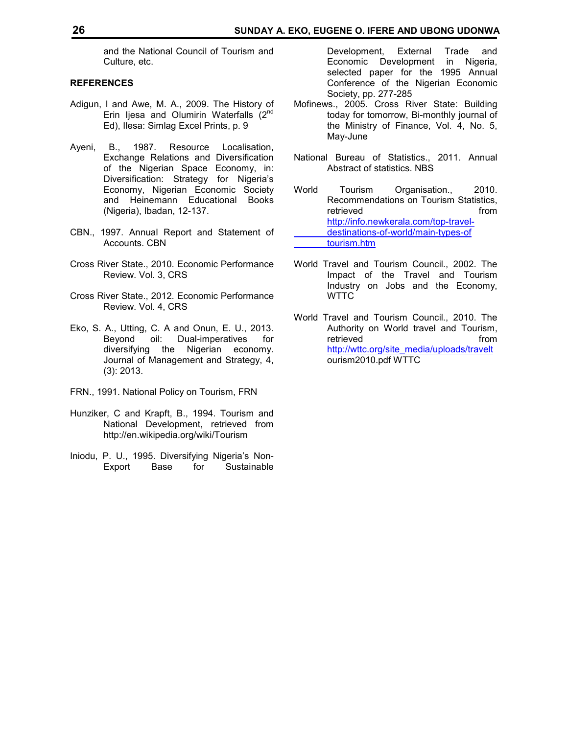and the National Council of Tourism and Culture, etc.

**REFERENCES**

Adigun, I and Awe, M. A., 2009. The History of Erin Ijesa and Olumirin Waterfalls (2nd Ed), Ilesa: Simlag Excel Prints, p. 9

Ayeni, B., 1987. Resource Localisation, Exchange Relations and Diversification of the Nigerian Space Economy, in: Diversification: Strategy for Nigeria's Economy, Nigerian Economic Society and Heinemann Educational Books (Nigeria), Ibadan, 12-137.

CBN., 1997. Annual Report and Statement of Accounts. CBN

Cross River State., 2010. Economic Performance Review. Vol. 3, CRS

Cross River State., 2012. Economic Performance Review. Vol. 4, CRS

Eko, S. A., Utting, C. A and Onun, E. U., 2013. Beyond oil: Dual-imperatives for diversifying the Nigerian economy. Journal of Management and Strategy, 4, (3): 2013.

FRN., 1991. National Policy on Tourism, FRN

Hunziker, C and Krapft, B., 1994. Tourism and National Development, retrieved from http://en.wikipedia.org/wiki/Tourism

Iniodu, P. U., 1995. Diversifying Nigeria's Non-Export Base for Sustainable Development, External Trade and Economic Development in Nigeria, selected paper for the 1995 Annual Conference of the Nigerian Economic Society, pp. 277-285

Mofinews., 2005. Cross River State: Building today for tomorrow, Bi-monthly journal of the Ministry of Finance, Vol. 4, No. 5, May-June

National Bureau of Statistics., 2011. Annual Abstract of statistics. NBS

World Tourism Organisation., 2010. Recommendations on Tourism Statistics, retrieved from http://info.newkerala.com/top-travel-destinations-of-world/main-types-of tourism.htm

World Travel and Tourism Council., 2002. The Impact of the Travel and Tourism Industry on Jobs and the Economy, WTTC

World Travel and Tourism Council., 2010. The Authority on World travel and Tourism, retrieved from http://wttc.org/site_media/uploads/traveltourism2010.pdf WTTC